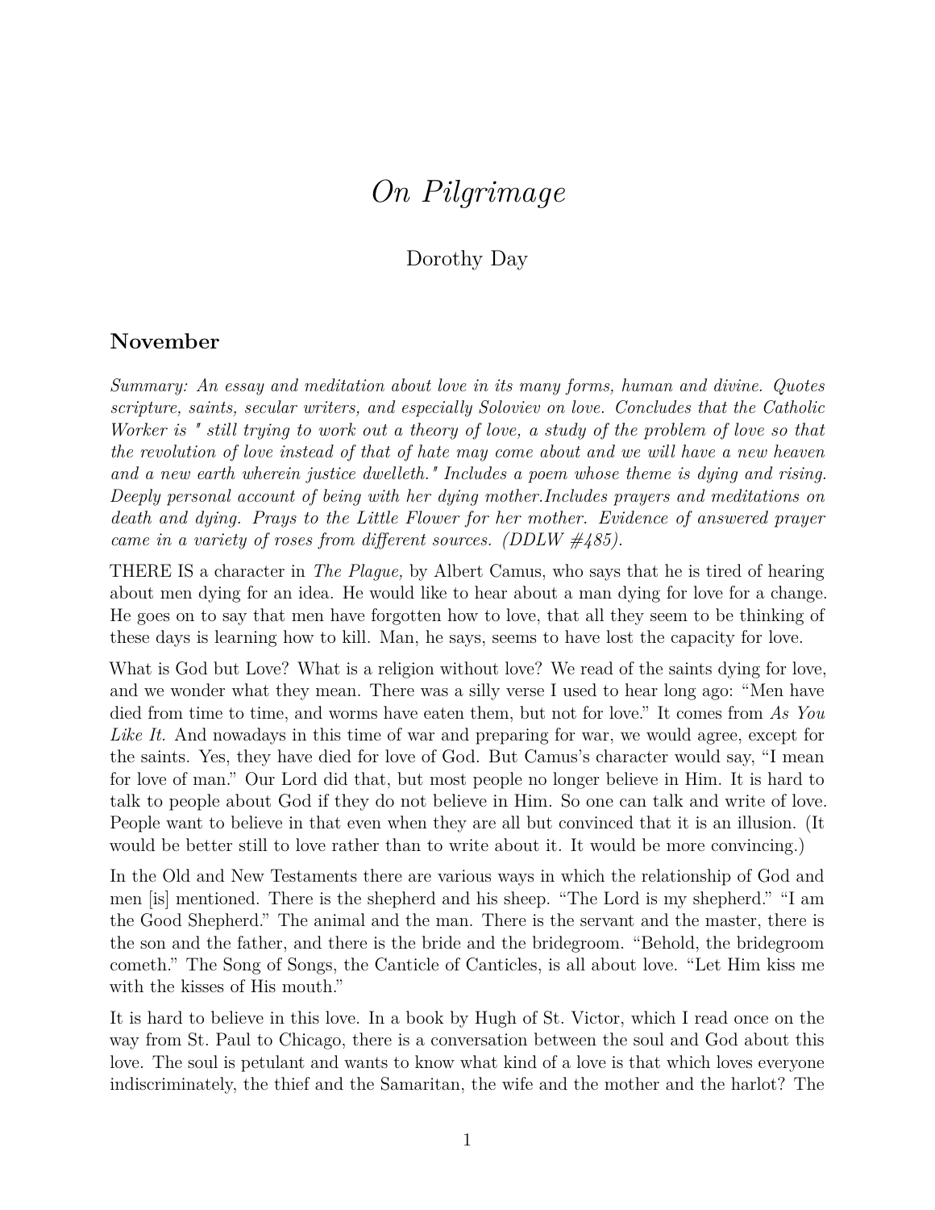# *On Pilgrimage*

Dorothy Day

## November

*Summary: An essay and meditation about love in its many forms, human and divine. Quotes scripture, saints, secular writers, and especially Soloviev on love. Concludes that the Catholic Worker is " still trying to work out a theory of love, a study of the problem of love so that the revolution of love instead of that of hate may come about and we will have a new heaven and a new earth wherein justice dwelleth." Includes a poem whose theme is dying and rising. Deeply personal account of being with her dying mother.Includes prayers and meditations on death and dying. Prays to the Little Flower for her mother. Evidence of answered prayer came in a variety of roses from different sources. (DDLW #485).*

THERE IS a character in *The Plague,* by Albert Camus, who says that he is tired of hearing about men dying for an idea. He would like to hear about a man dying for love for a change. He goes on to say that men have forgotten how to love, that all they seem to be thinking of these days is learning how to kill. Man, he says, seems to have lost the capacity for love.

What is God but Love? What is a religion without love? We read of the saints dying for love, and we wonder what they mean. There was a silly verse I used to hear long ago: "Men have died from time to time, and worms have eaten them, but not for love." It comes from *As You Like It.* And nowadays in this time of war and preparing for war, we would agree, except for the saints. Yes, they have died for love of God. But Camus's character would say, "I mean for love of man." Our Lord did that, but most people no longer believe in Him. It is hard to talk to people about God if they do not believe in Him. So one can talk and write of love. People want to believe in that even when they are all but convinced that it is an illusion. (It would be better still to love rather than to write about it. It would be more convincing.)

In the Old and New Testaments there are various ways in which the relationship of God and men [is] mentioned. There is the shepherd and his sheep. "The Lord is my shepherd." "I am the Good Shepherd." The animal and the man. There is the servant and the master, there is the son and the father, and there is the bride and the bridegroom. "Behold, the bridegroom cometh." The Song of Songs, the Canticle of Canticles, is all about love. "Let Him kiss me with the kisses of His mouth."

It is hard to believe in this love. In a book by Hugh of St. Victor, which I read once on the way from St. Paul to Chicago, there is a conversation between the soul and God about this love. The soul is petulant and wants to know what kind of a love is that which loves everyone indiscriminately, the thief and the Samaritan, the wife and the mother and the harlot? The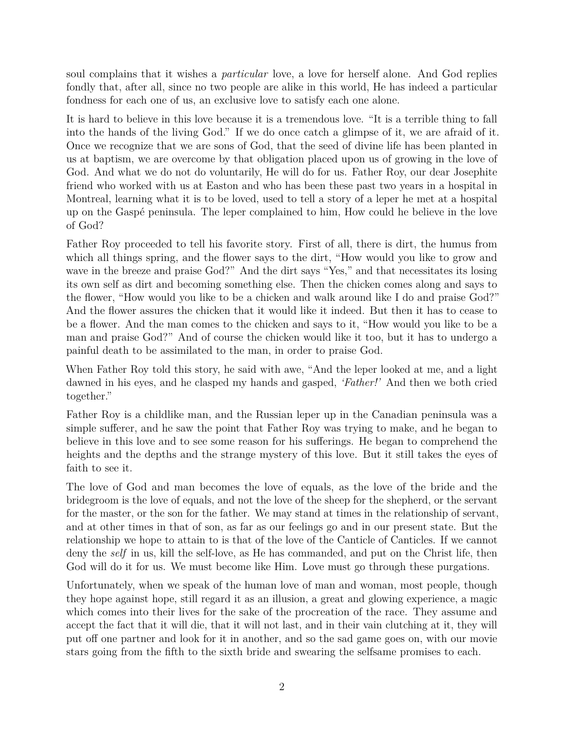soul complains that it wishes a *particular* love, a love for herself alone. And God replies fondly that, after all, since no two people are alike in this world, He has indeed a particular fondness for each one of us, an exclusive love to satisfy each one alone.

It is hard to believe in this love because it is a tremendous love. "It is a terrible thing to fall into the hands of the living God." If we do once catch a glimpse of it, we are afraid of it. Once we recognize that we are sons of God, that the seed of divine life has been planted in us at baptism, we are overcome by that obligation placed upon us of growing in the love of God. And what we do not do voluntarily, He will do for us. Father Roy, our dear Josephite friend who worked with us at Easton and who has been these past two years in a hospital in Montreal, learning what it is to be loved, used to tell a story of a leper he met at a hospital up on the Gaspé peninsula. The leper complained to him, How could he believe in the love of God?

Father Roy proceeded to tell his favorite story. First of all, there is dirt, the humus from which all things spring, and the flower says to the dirt, "How would you like to grow and wave in the breeze and praise God?" And the dirt says "Yes," and that necessitates its losing its own self as dirt and becoming something else. Then the chicken comes along and says to the flower, "How would you like to be a chicken and walk around like I do and praise God?" And the flower assures the chicken that it would like it indeed. But then it has to cease to be a flower. And the man comes to the chicken and says to it, "How would you like to be a man and praise God?" And of course the chicken would like it too, but it has to undergo a painful death to be assimilated to the man, in order to praise God.

When Father Roy told this story, he said with awe, "And the leper looked at me, and a light dawned in his eyes, and he clasped my hands and gasped, *'Father!'* And then we both cried together."

Father Roy is a childlike man, and the Russian leper up in the Canadian peninsula was a simple sufferer, and he saw the point that Father Roy was trying to make, and he began to believe in this love and to see some reason for his sufferings. He began to comprehend the heights and the depths and the strange mystery of this love. But it still takes the eyes of faith to see it.

The love of God and man becomes the love of equals, as the love of the bride and the bridegroom is the love of equals, and not the love of the sheep for the shepherd, or the servant for the master, or the son for the father. We may stand at times in the relationship of servant, and at other times in that of son, as far as our feelings go and in our present state. But the relationship we hope to attain to is that of the love of the Canticle of Canticles. If we cannot deny the *self* in us, kill the self-love, as He has commanded, and put on the Christ life, then God will do it for us. We must become like Him. Love must go through these purgations.

Unfortunately, when we speak of the human love of man and woman, most people, though they hope against hope, still regard it as an illusion, a great and glowing experience, a magic which comes into their lives for the sake of the procreation of the race. They assume and accept the fact that it will die, that it will not last, and in their vain clutching at it, they will put off one partner and look for it in another, and so the sad game goes on, with our movie stars going from the fifth to the sixth bride and swearing the selfsame promises to each.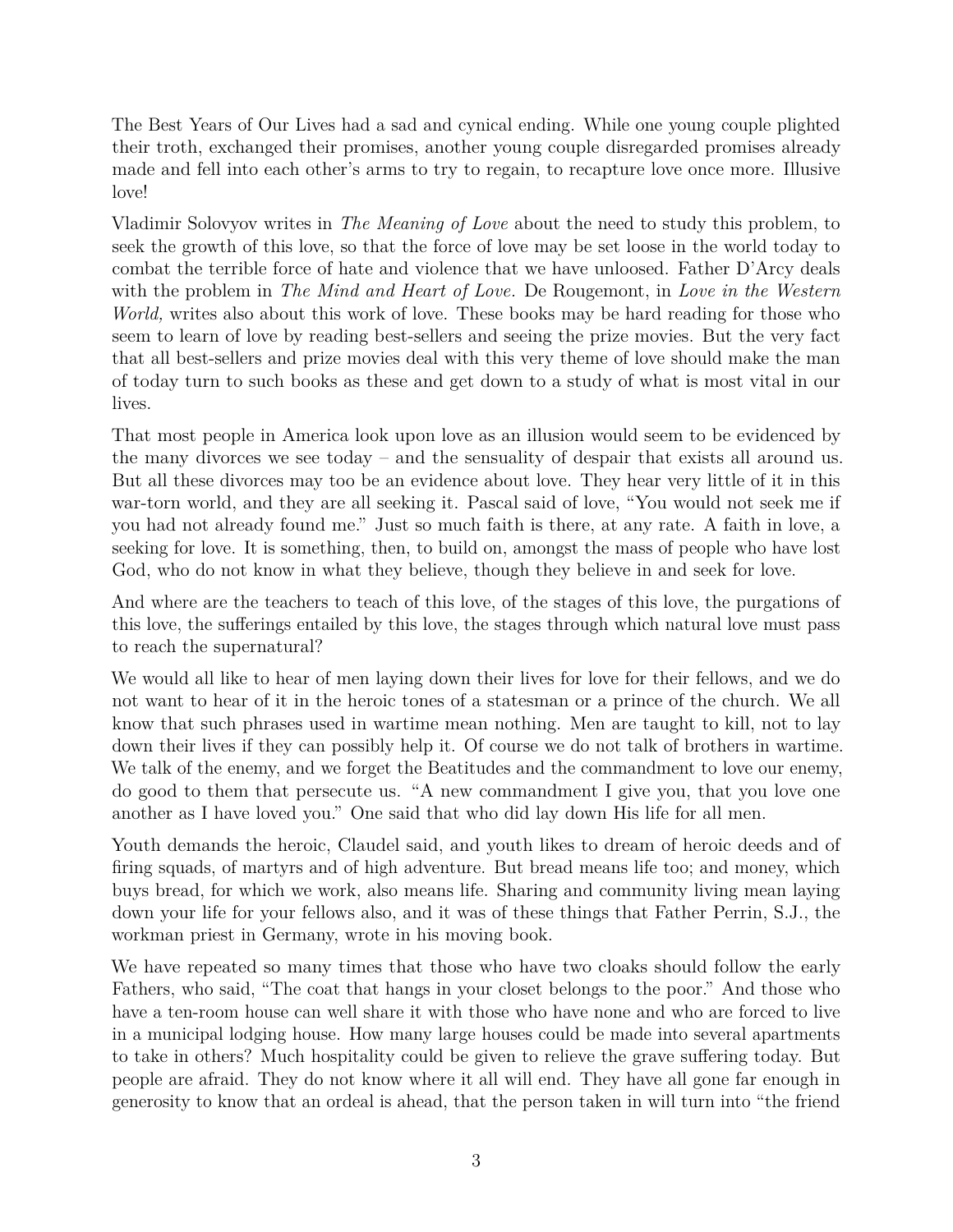The Best Years of Our Lives had a sad and cynical ending. While one young couple plighted their troth, exchanged their promises, another young couple disregarded promises already made and fell into each other's arms to try to regain, to recapture love once more. Illusive love!

Vladimir Solovyov writes in *The Meaning of Love* about the need to study this problem, to seek the growth of this love, so that the force of love may be set loose in the world today to combat the terrible force of hate and violence that we have unloosed. Father D'Arcy deals with the problem in *The Mind and Heart of Love.* De Rougemont, in *Love in the Western World,* writes also about this work of love. These books may be hard reading for those who seem to learn of love by reading best-sellers and seeing the prize movies. But the very fact that all best-sellers and prize movies deal with this very theme of love should make the man of today turn to such books as these and get down to a study of what is most vital in our lives.

That most people in America look upon love as an illusion would seem to be evidenced by the many divorces we see today – and the sensuality of despair that exists all around us. But all these divorces may too be an evidence about love. They hear very little of it in this war-torn world, and they are all seeking it. Pascal said of love, "You would not seek me if you had not already found me." Just so much faith is there, at any rate. A faith in love, a seeking for love. It is something, then, to build on, amongst the mass of people who have lost God, who do not know in what they believe, though they believe in and seek for love.

And where are the teachers to teach of this love, of the stages of this love, the purgations of this love, the sufferings entailed by this love, the stages through which natural love must pass to reach the supernatural?

We would all like to hear of men laying down their lives for love for their fellows, and we do not want to hear of it in the heroic tones of a statesman or a prince of the church. We all know that such phrases used in wartime mean nothing. Men are taught to kill, not to lay down their lives if they can possibly help it. Of course we do not talk of brothers in wartime. We talk of the enemy, and we forget the Beatitudes and the commandment to love our enemy, do good to them that persecute us. "A new commandment I give you, that you love one another as I have loved you." One said that who did lay down His life for all men.

Youth demands the heroic, Claudel said, and youth likes to dream of heroic deeds and of firing squads, of martyrs and of high adventure. But bread means life too; and money, which buys bread, for which we work, also means life. Sharing and community living mean laying down your life for your fellows also, and it was of these things that Father Perrin, S.J., the workman priest in Germany, wrote in his moving book.

We have repeated so many times that those who have two cloaks should follow the early Fathers, who said, "The coat that hangs in your closet belongs to the poor." And those who have a ten-room house can well share it with those who have none and who are forced to live in a municipal lodging house. How many large houses could be made into several apartments to take in others? Much hospitality could be given to relieve the grave suffering today. But people are afraid. They do not know where it all will end. They have all gone far enough in generosity to know that an ordeal is ahead, that the person taken in will turn into "the friend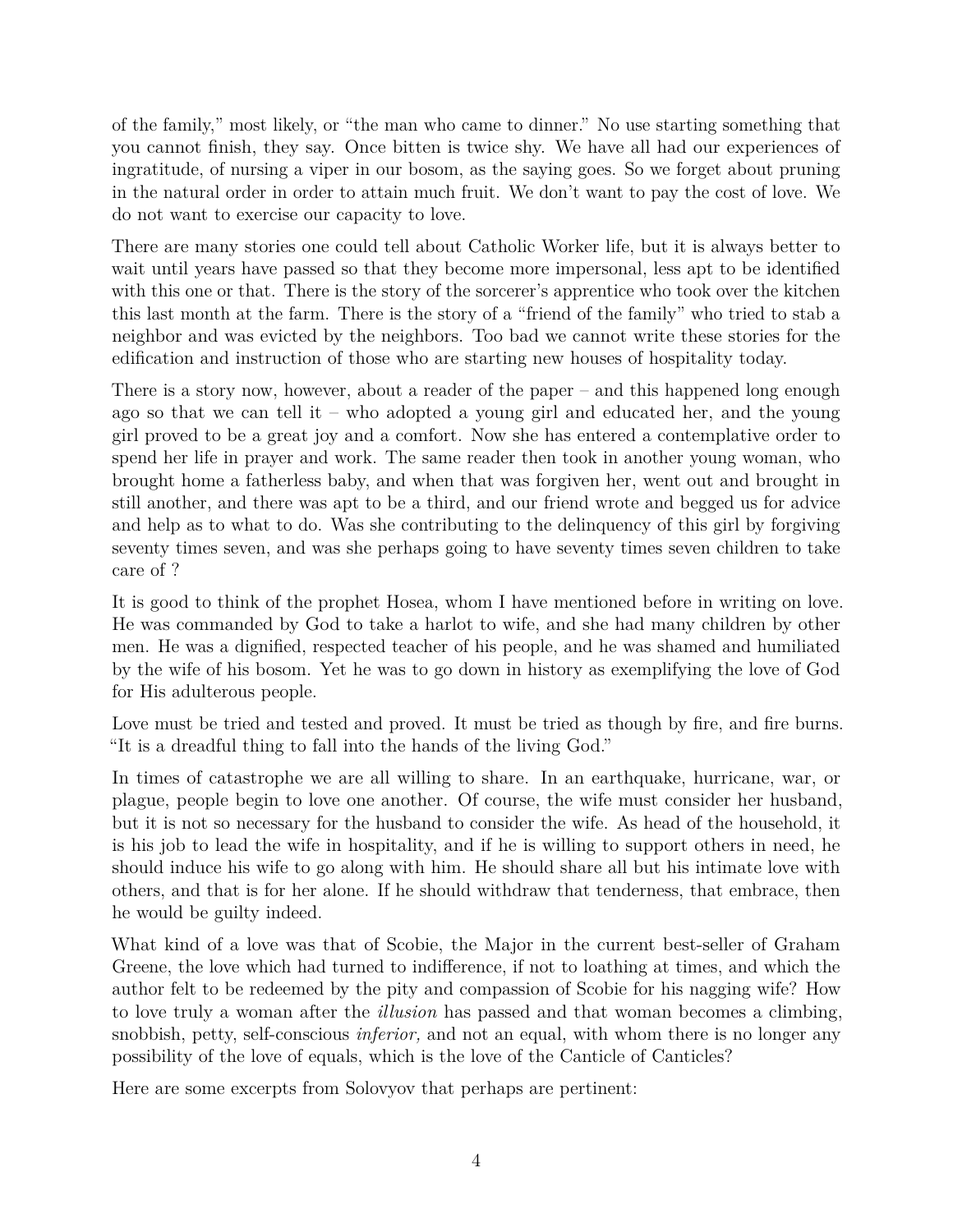of the family," most likely, or "the man who came to dinner." No use starting something that you cannot finish, they say. Once bitten is twice shy. We have all had our experiences of ingratitude, of nursing a viper in our bosom, as the saying goes. So we forget about pruning in the natural order in order to attain much fruit. We don't want to pay the cost of love. We do not want to exercise our capacity to love.

There are many stories one could tell about Catholic Worker life, but it is always better to wait until years have passed so that they become more impersonal, less apt to be identified with this one or that. There is the story of the sorcerer's apprentice who took over the kitchen this last month at the farm. There is the story of a "friend of the family" who tried to stab a neighbor and was evicted by the neighbors. Too bad we cannot write these stories for the edification and instruction of those who are starting new houses of hospitality today.

There is a story now, however, about a reader of the paper – and this happened long enough ago so that we can tell it – who adopted a young girl and educated her, and the young girl proved to be a great joy and a comfort. Now she has entered a contemplative order to spend her life in prayer and work. The same reader then took in another young woman, who brought home a fatherless baby, and when that was forgiven her, went out and brought in still another, and there was apt to be a third, and our friend wrote and begged us for advice and help as to what to do. Was she contributing to the delinquency of this girl by forgiving seventy times seven, and was she perhaps going to have seventy times seven children to take care of ?

It is good to think of the prophet Hosea, whom I have mentioned before in writing on love. He was commanded by God to take a harlot to wife, and she had many children by other men. He was a dignified, respected teacher of his people, and he was shamed and humiliated by the wife of his bosom. Yet he was to go down in history as exemplifying the love of God for His adulterous people.

Love must be tried and tested and proved. It must be tried as though by fire, and fire burns. "It is a dreadful thing to fall into the hands of the living God."

In times of catastrophe we are all willing to share. In an earthquake, hurricane, war, or plague, people begin to love one another. Of course, the wife must consider her husband, but it is not so necessary for the husband to consider the wife. As head of the household, it is his job to lead the wife in hospitality, and if he is willing to support others in need, he should induce his wife to go along with him. He should share all but his intimate love with others, and that is for her alone. If he should withdraw that tenderness, that embrace, then he would be guilty indeed.

What kind of a love was that of Scobie, the Major in the current best-seller of Graham Greene, the love which had turned to indifference, if not to loathing at times, and which the author felt to be redeemed by the pity and compassion of Scobie for his nagging wife? How to love truly a woman after the *illusion* has passed and that woman becomes a climbing, snobbish, petty, self-conscious *inferior,* and not an equal, with whom there is no longer any possibility of the love of equals, which is the love of the Canticle of Canticles?

Here are some excerpts from Solovyov that perhaps are pertinent: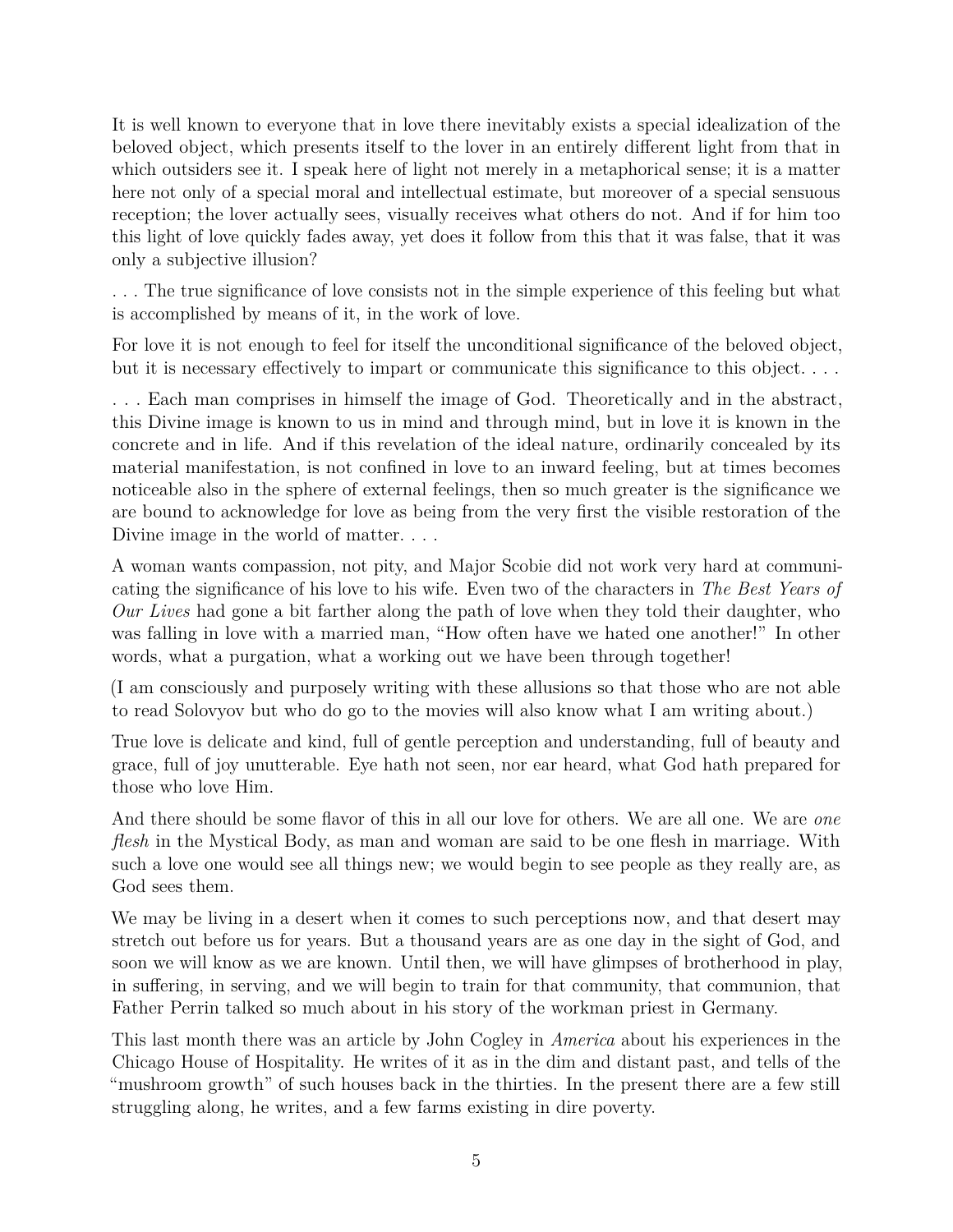It is well known to everyone that in love there inevitably exists a special idealization of the beloved object, which presents itself to the lover in an entirely different light from that in which outsiders see it. I speak here of light not merely in a metaphorical sense; it is a matter here not only of a special moral and intellectual estimate, but moreover of a special sensuous reception; the lover actually sees, visually receives what others do not. And if for him too this light of love quickly fades away, yet does it follow from this that it was false, that it was only a subjective illusion?

. . . The true significance of love consists not in the simple experience of this feeling but what is accomplished by means of it, in the work of love.

For love it is not enough to feel for itself the unconditional significance of the beloved object, but it is necessary effectively to impart or communicate this significance to this object. . . .

. . . Each man comprises in himself the image of God. Theoretically and in the abstract, this Divine image is known to us in mind and through mind, but in love it is known in the concrete and in life. And if this revelation of the ideal nature, ordinarily concealed by its material manifestation, is not confined in love to an inward feeling, but at times becomes noticeable also in the sphere of external feelings, then so much greater is the significance we are bound to acknowledge for love as being from the very first the visible restoration of the Divine image in the world of matter. . . .

A woman wants compassion, not pity, and Major Scobie did not work very hard at communicating the significance of his love to his wife. Even two of the characters in *The Best Years of Our Lives* had gone a bit farther along the path of love when they told their daughter, who was falling in love with a married man, "How often have we hated one another!" In other words, what a purgation, what a working out we have been through together!

(I am consciously and purposely writing with these allusions so that those who are not able to read Solovyov but who do go to the movies will also know what I am writing about.)

True love is delicate and kind, full of gentle perception and understanding, full of beauty and grace, full of joy unutterable. Eye hath not seen, nor ear heard, what God hath prepared for those who love Him.

And there should be some flavor of this in all our love for others. We are all one. We are *one flesh* in the Mystical Body, as man and woman are said to be one flesh in marriage. With such a love one would see all things new; we would begin to see people as they really are, as God sees them.

We may be living in a desert when it comes to such perceptions now, and that desert may stretch out before us for years. But a thousand years are as one day in the sight of God, and soon we will know as we are known. Until then, we will have glimpses of brotherhood in play, in suffering, in serving, and we will begin to train for that community, that communion, that Father Perrin talked so much about in his story of the workman priest in Germany.

This last month there was an article by John Cogley in *America* about his experiences in the Chicago House of Hospitality. He writes of it as in the dim and distant past, and tells of the "mushroom growth" of such houses back in the thirties. In the present there are a few still struggling along, he writes, and a few farms existing in dire poverty.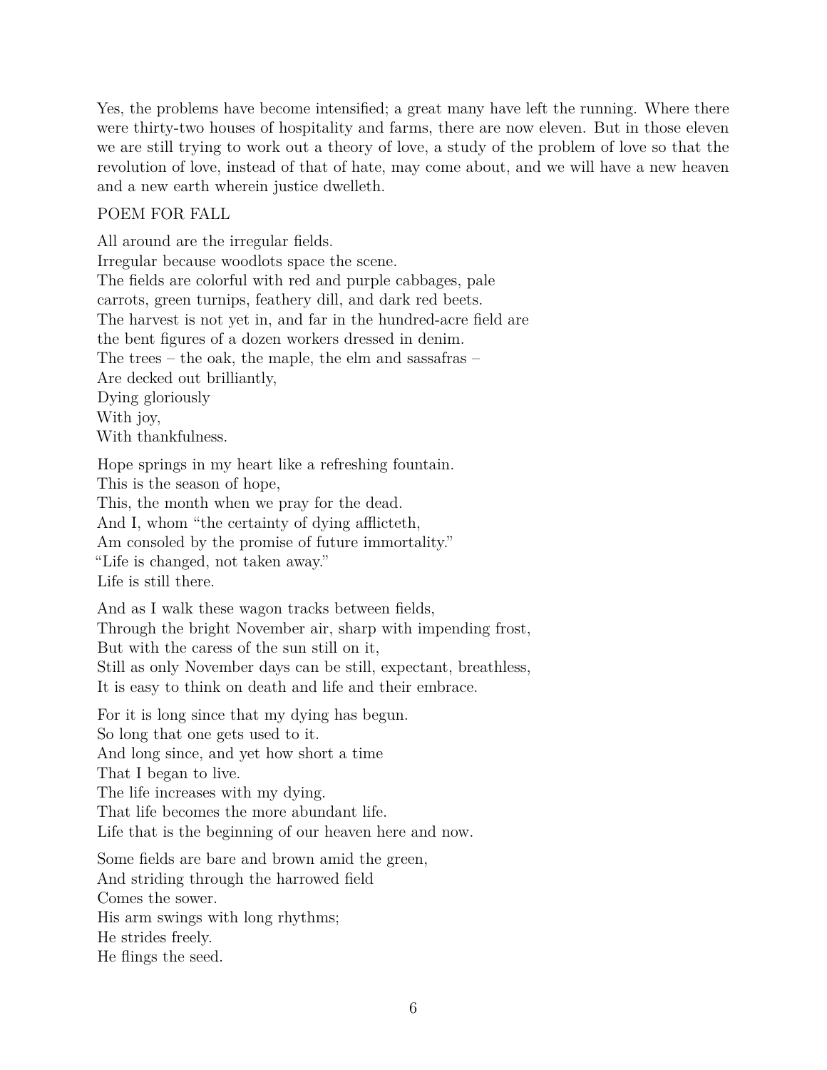Yes, the problems have become intensified; a great many have left the running. Where there were thirty-two houses of hospitality and farms, there are now eleven. But in those eleven we are still trying to work out a theory of love, a study of the problem of love so that the revolution of love, instead of that of hate, may come about, and we will have a new heaven and a new earth wherein justice dwelleth.

POEM FOR FALL

All around are the irregular fields.  
Irregular because woodlots space the scene.  
The fields are colorful with red and purple cabbages, pale  
carrots, green turnips, feathery dill, and dark red beets.  
The harvest is not yet in, and far in the hundred-acre field are  
the bent figures of a dozen workers dressed in denim.  
The trees – the oak, the maple, the elm and sassafras –  
Are decked out brilliantly,  
Dying gloriously  
With joy,  
With thankfulness.

Hope springs in my heart like a refreshing fountain.  
This is the season of hope,  
This, the month when we pray for the dead.  
And I, whom "the certainty of dying afflicteth,  
Am consoled by the promise of future immortality."  
"Life is changed, not taken away."  
Life is still there.

And as I walk these wagon tracks between fields,  
Through the bright November air, sharp with impending frost,  
But with the caress of the sun still on it,  
Still as only November days can be still, expectant, breathless,  
It is easy to think on death and life and their embrace.

For it is long since that my dying has begun.  
So long that one gets used to it.  
And long since, and yet how short a time  
That I began to live.  
The life increases with my dying.  
That life becomes the more abundant life.  
Life that is the beginning of our heaven here and now.

Some fields are bare and brown amid the green,  
And striding through the harrowed field  
Comes the sower.  
His arm swings with long rhythms;  
He strides freely.  
He flings the seed.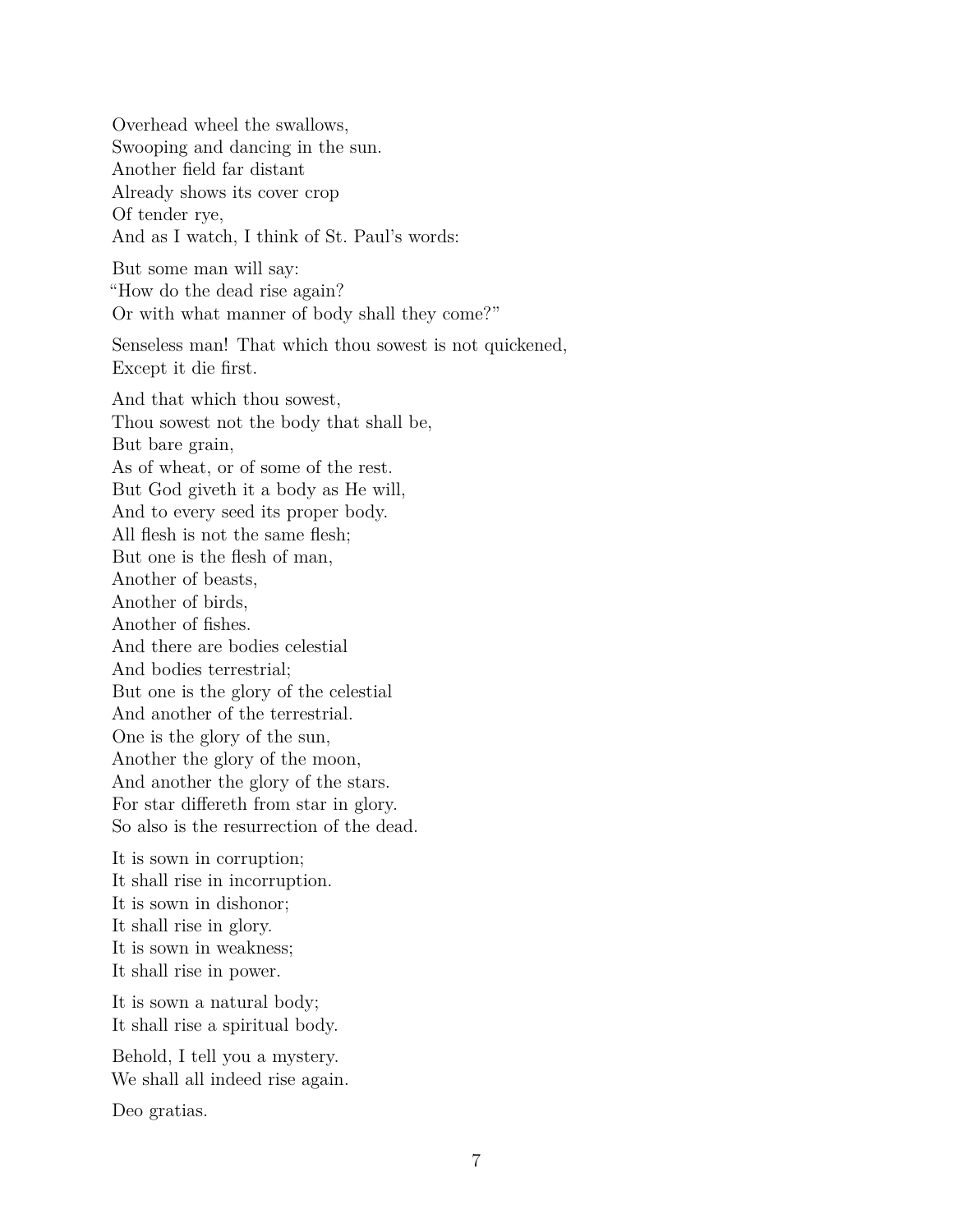Overhead wheel the swallows,  
Swooping and dancing in the sun.  
Another field far distant  
Already shows its cover crop  
Of tender rye,  
And as I watch, I think of St. Paul's words:

But some man will say:  
"How do the dead rise again?  
Or with what manner of body shall they come?"

Senseless man! That which thou sowest is not quickened,  
Except it die first.

And that which thou sowest,  
Thou sowest not the body that shall be,  
But bare grain,  
As of wheat, or of some of the rest.  
But God giveth it a body as He will,  
And to every seed its proper body.  
All flesh is not the same flesh;  
But one is the flesh of man,  
Another of beasts,  
Another of birds,  
Another of fishes.  
And there are bodies celestial  
And bodies terrestrial;  
But one is the glory of the celestial  
And another of the terrestrial.  
One is the glory of the sun,  
Another the glory of the moon,  
And another the glory of the stars.  
For star differeth from star in glory.  
So also is the resurrection of the dead.

It is sown in corruption;  
It shall rise in incorruption.  
It is sown in dishonor;  
It shall rise in glory.  
It is sown in weakness;  
It shall rise in power.

It is sown a natural body;  
It shall rise a spiritual body.

Behold, I tell you a mystery.  
We shall all indeed rise again.

Deo gratias.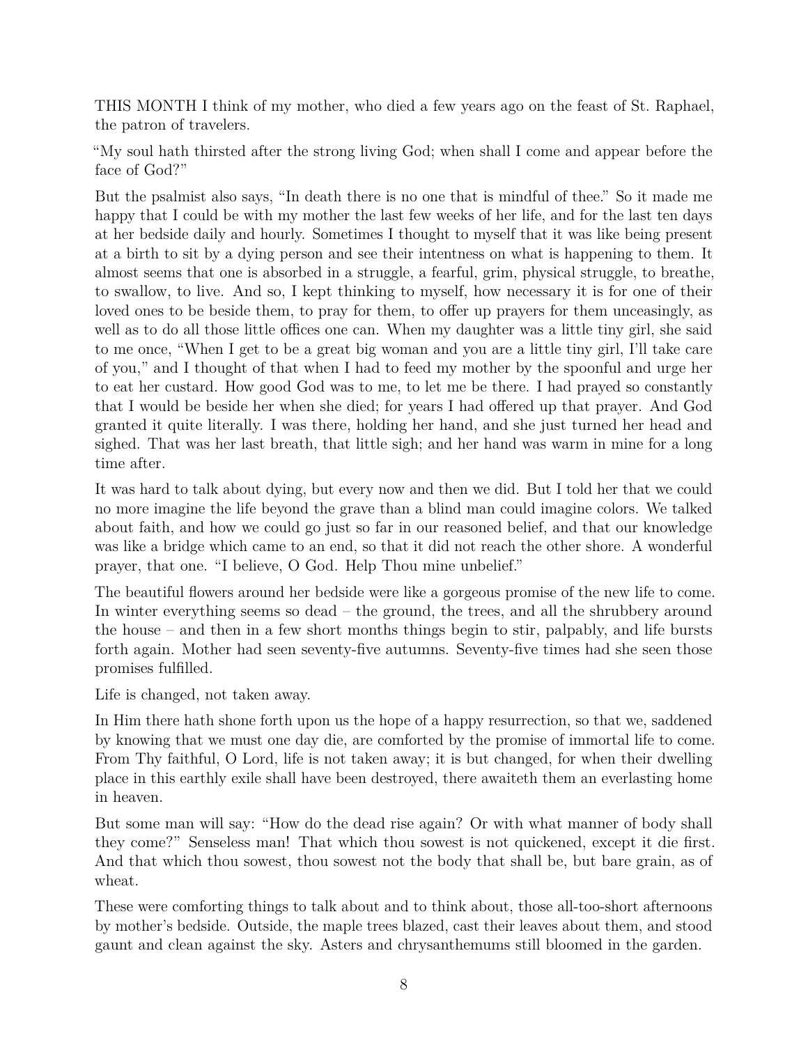THIS MONTH I think of my mother, who died a few years ago on the feast of St. Raphael, the patron of travelers.

"My soul hath thirsted after the strong living God; when shall I come and appear before the face of God?"

But the psalmist also says, "In death there is no one that is mindful of thee." So it made me happy that I could be with my mother the last few weeks of her life, and for the last ten days at her bedside daily and hourly. Sometimes I thought to myself that it was like being present at a birth to sit by a dying person and see their intentness on what is happening to them. It almost seems that one is absorbed in a struggle, a fearful, grim, physical struggle, to breathe, to swallow, to live. And so, I kept thinking to myself, how necessary it is for one of their loved ones to be beside them, to pray for them, to offer up prayers for them unceasingly, as well as to do all those little offices one can. When my daughter was a little tiny girl, she said to me once, "When I get to be a great big woman and you are a little tiny girl, I'll take care of you," and I thought of that when I had to feed my mother by the spoonful and urge her to eat her custard. How good God was to me, to let me be there. I had prayed so constantly that I would be beside her when she died; for years I had offered up that prayer. And God granted it quite literally. I was there, holding her hand, and she just turned her head and sighed. That was her last breath, that little sigh; and her hand was warm in mine for a long time after.

It was hard to talk about dying, but every now and then we did. But I told her that we could no more imagine the life beyond the grave than a blind man could imagine colors. We talked about faith, and how we could go just so far in our reasoned belief, and that our knowledge was like a bridge which came to an end, so that it did not reach the other shore. A wonderful prayer, that one. "I believe, O God. Help Thou mine unbelief."

The beautiful flowers around her bedside were like a gorgeous promise of the new life to come. In winter everything seems so dead – the ground, the trees, and all the shrubbery around the house – and then in a few short months things begin to stir, palpably, and life bursts forth again. Mother had seen seventy-five autumns. Seventy-five times had she seen those promises fulfilled.

Life is changed, not taken away.

In Him there hath shone forth upon us the hope of a happy resurrection, so that we, saddened by knowing that we must one day die, are comforted by the promise of immortal life to come. From Thy faithful, O Lord, life is not taken away; it is but changed, for when their dwelling place in this earthly exile shall have been destroyed, there awaiteth them an everlasting home in heaven.

But some man will say: "How do the dead rise again? Or with what manner of body shall they come?" Senseless man! That which thou sowest is not quickened, except it die first. And that which thou sowest, thou sowest not the body that shall be, but bare grain, as of wheat.

These were comforting things to talk about and to think about, those all-too-short afternoons by mother's bedside. Outside, the maple trees blazed, cast their leaves about them, and stood gaunt and clean against the sky. Asters and chrysanthemums still bloomed in the garden.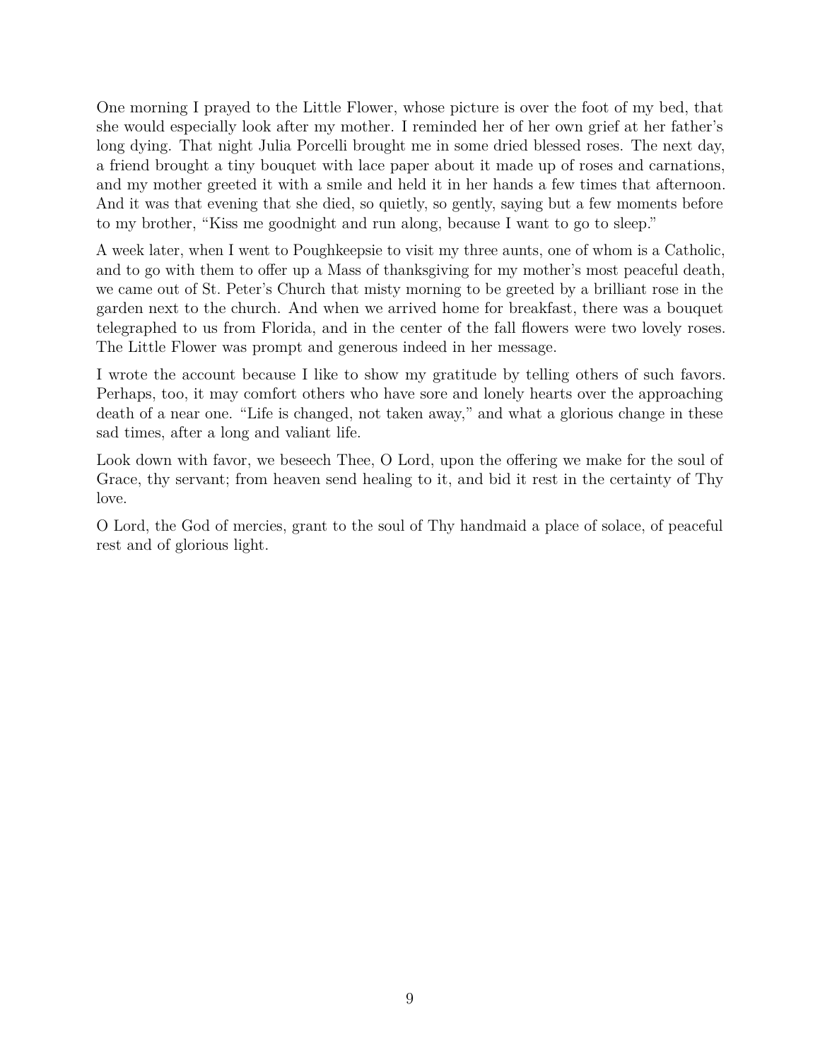One morning I prayed to the Little Flower, whose picture is over the foot of my bed, that she would especially look after my mother. I reminded her of her own grief at her father's long dying. That night Julia Porcelli brought me in some dried blessed roses. The next day, a friend brought a tiny bouquet with lace paper about it made up of roses and carnations, and my mother greeted it with a smile and held it in her hands a few times that afternoon. And it was that evening that she died, so quietly, so gently, saying but a few moments before to my brother, "Kiss me goodnight and run along, because I want to go to sleep."

A week later, when I went to Poughkeepsie to visit my three aunts, one of whom is a Catholic, and to go with them to offer up a Mass of thanksgiving for my mother's most peaceful death, we came out of St. Peter's Church that misty morning to be greeted by a brilliant rose in the garden next to the church. And when we arrived home for breakfast, there was a bouquet telegraphed to us from Florida, and in the center of the fall flowers were two lovely roses. The Little Flower was prompt and generous indeed in her message.

I wrote the account because I like to show my gratitude by telling others of such favors. Perhaps, too, it may comfort others who have sore and lonely hearts over the approaching death of a near one. "Life is changed, not taken away," and what a glorious change in these sad times, after a long and valiant life.

Look down with favor, we beseech Thee, O Lord, upon the offering we make for the soul of Grace, thy servant; from heaven send healing to it, and bid it rest in the certainty of Thy love.

O Lord, the God of mercies, grant to the soul of Thy handmaid a place of solace, of peaceful rest and of glorious light.